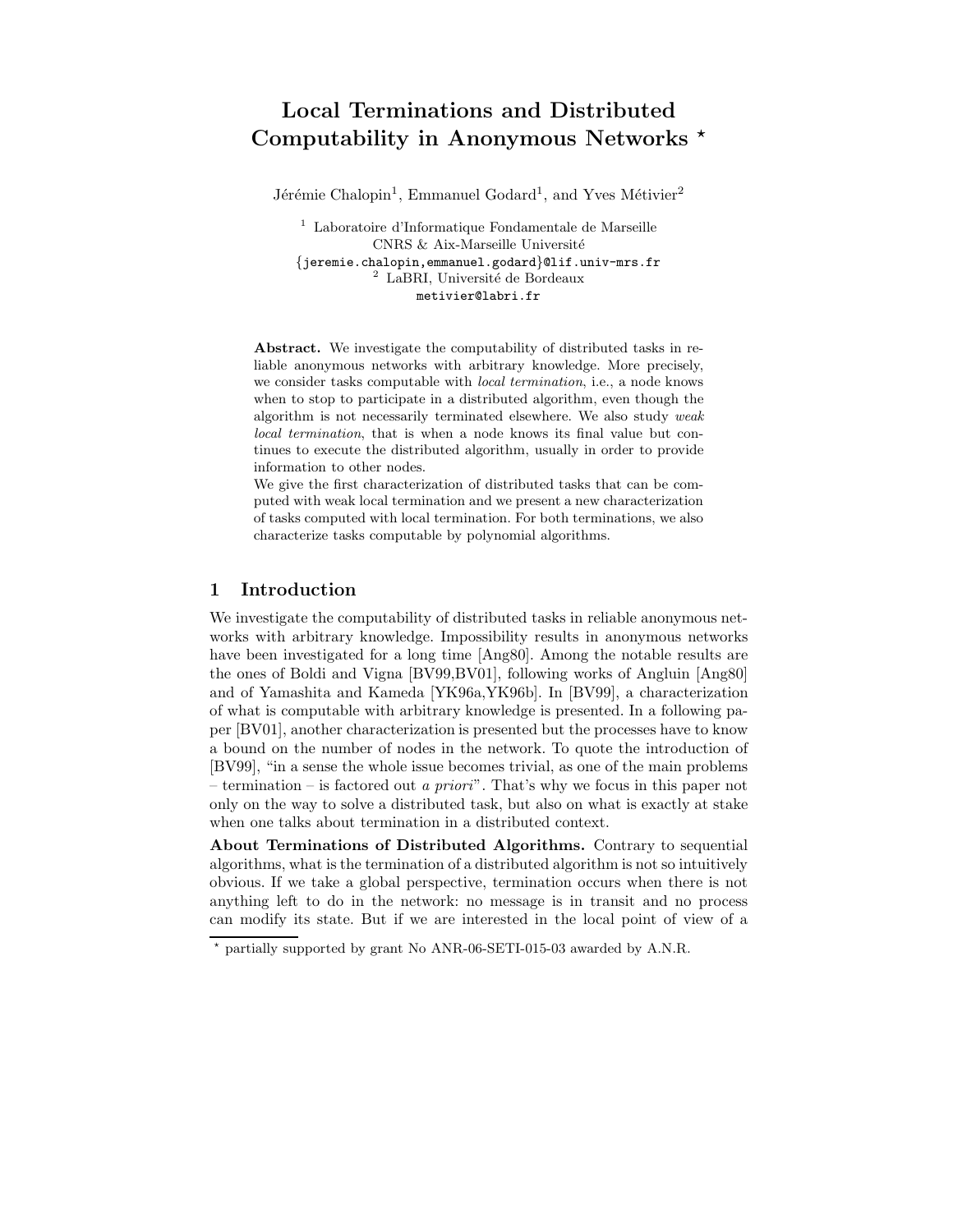# Local Terminations and Distributed Computability in Anonymous Networks ⋆

Jérémie Chalopin[1], Emmanuel Godard[1], and Yves Métivier[2]

[1] Laboratoire d'Informatique Fondamentale de Marseille
CNRS & Aix-Marseille Université
{jeremie.chalopin,emmanuel.godard}@lif.univ-mrs.fr
[2] LaBRI, Université de Bordeaux
metivier@labri.fr

**Abstract.** We investigate the computability of distributed tasks in reliable anonymous networks with arbitrary knowledge. More precisely, we consider tasks computable with *local termination*, i.e., a node knows when to stop to participate in a distributed algorithm, even though the algorithm is not necessarily terminated elsewhere. We also study *weak local termination*, that is when a node knows its final value but continues to execute the distributed algorithm, usually in order to provide information to other nodes.

We give the first characterization of distributed tasks that can be computed with weak local termination and we present a new characterization of tasks computed with local termination. For both terminations, we also characterize tasks computable by polynomial algorithms.

## 1 Introduction

We investigate the computability of distributed tasks in reliable anonymous networks with arbitrary knowledge. Impossibility results in anonymous networks have been investigated for a long time [Ang80]. Among the notable results are the ones of Boldi and Vigna [BV99,BV01], following works of Angluin [Ang80] and of Yamashita and Kameda [YK96a,YK96b]. In [BV99], a characterization of what is computable with arbitrary knowledge is presented. In a following paper [BV01], another characterization is presented but the processes have to know a bound on the number of nodes in the network. To quote the introduction of [BV99], "in a sense the whole issue becomes trivial, as one of the main problems – termination – is factored out *a priori*". That's why we focus in this paper not only on the way to solve a distributed task, but also on what is exactly at stake when one talks about termination in a distributed context.

**About Terminations of Distributed Algorithms.** Contrary to sequential algorithms, what is the termination of a distributed algorithm is not so intuitively obvious. If we take a global perspective, termination occurs when there is not anything left to do in the network: no message is in transit and no process can modify its state. But if we are interested in the local point of view of a

⋆ partially supported by grant No ANR-06-SETI-015-03 awarded by A.N.R.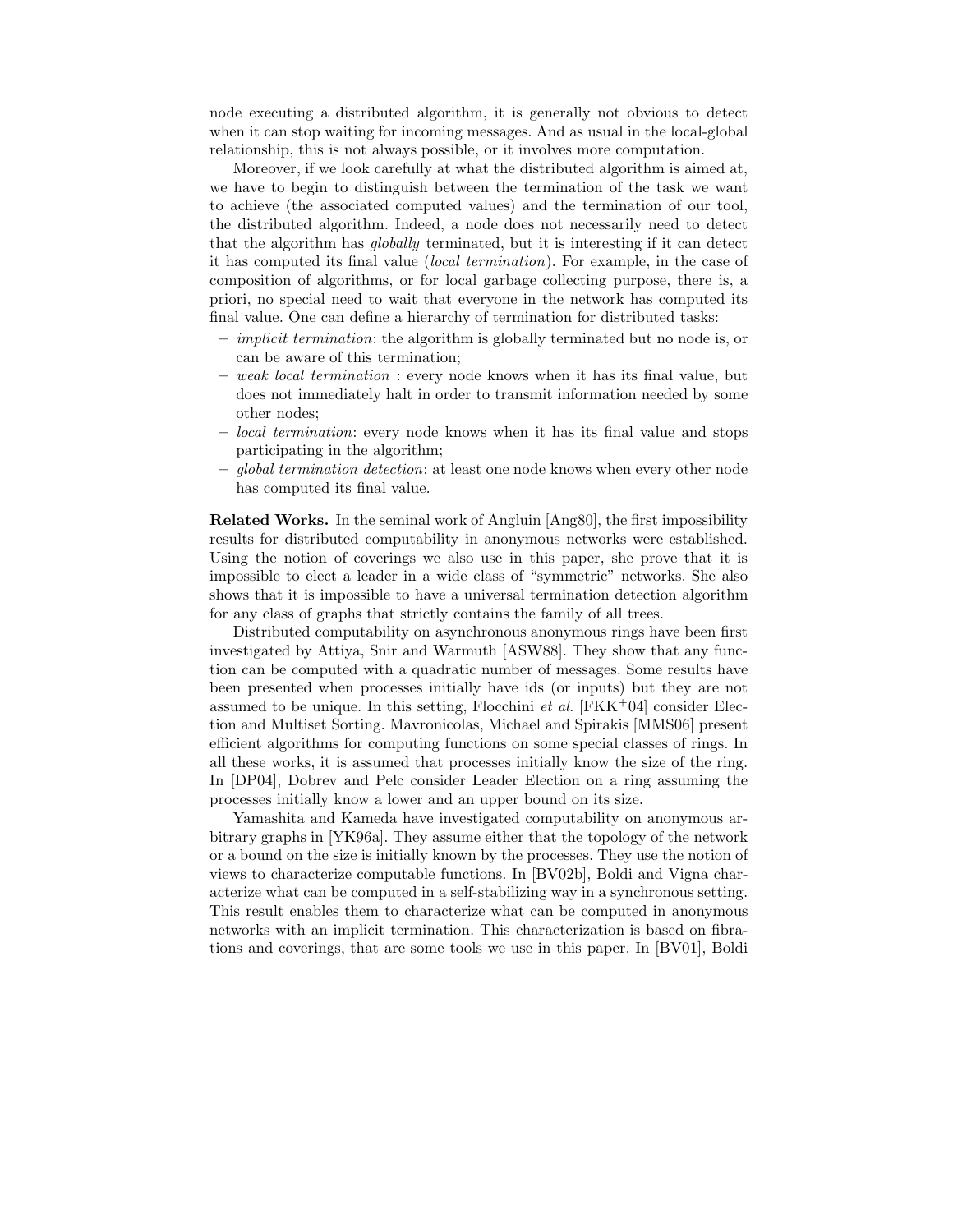node executing a distributed algorithm, it is generally not obvious to detect when it can stop waiting for incoming messages. And as usual in the local-global relationship, this is not always possible, or it involves more computation.

Moreover, if we look carefully at what the distributed algorithm is aimed at, we have to begin to distinguish between the termination of the task we want to achieve (the associated computed values) and the termination of our tool, the distributed algorithm. Indeed, a node does not necessarily need to detect that the algorithm has *globally* terminated, but it is interesting if it can detect it has computed its final value (*local termination*). For example, in the case of composition of algorithms, or for local garbage collecting purpose, there is, a priori, no special need to wait that everyone in the network has computed its final value. One can define a hierarchy of termination for distributed tasks:

- *implicit termination*: the algorithm is globally terminated but no node is, or can be aware of this termination;
- *weak local termination* : every node knows when it has its final value, but does not immediately halt in order to transmit information needed by some other nodes;
- *local termination*: every node knows when it has its final value and stops participating in the algorithm;
- *global termination detection*: at least one node knows when every other node has computed its final value.

**Related Works.** In the seminal work of Angluin [Ang80], the first impossibility results for distributed computability in anonymous networks were established. Using the notion of coverings we also use in this paper, she prove that it is impossible to elect a leader in a wide class of "symmetric" networks. She also shows that it is impossible to have a universal termination detection algorithm for any class of graphs that strictly contains the family of all trees.

Distributed computability on asynchronous anonymous rings have been first investigated by Attiya, Snir and Warmuth [ASW88]. They show that any function can be computed with a quadratic number of messages. Some results have been presented when processes initially have ids (or inputs) but they are not assumed to be unique. In this setting, Flocchini *et al.* [FKK+04] consider Election and Multiset Sorting. Mavronicolas, Michael and Spirakis [MMS06] present efficient algorithms for computing functions on some special classes of rings. In all these works, it is assumed that processes initially know the size of the ring. In [DP04], Dobrev and Pelc consider Leader Election on a ring assuming the processes initially know a lower and an upper bound on its size.

Yamashita and Kameda have investigated computability on anonymous arbitrary graphs in [YK96a]. They assume either that the topology of the network or a bound on the size is initially known by the processes. They use the notion of views to characterize computable functions. In [BV02b], Boldi and Vigna characterize what can be computed in a self-stabilizing way in a synchronous setting. This result enables them to characterize what can be computed in anonymous networks with an implicit termination. This characterization is based on fibrations and coverings, that are some tools we use in this paper. In [BV01], Boldi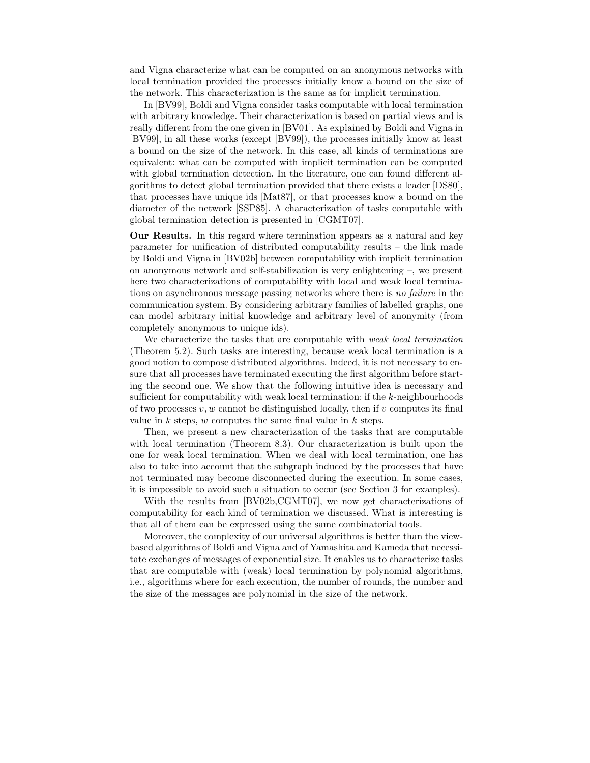and Vigna characterize what can be computed on an anonymous networks with local termination provided the processes initially know a bound on the size of the network. This characterization is the same as for implicit termination.

In [BV99], Boldi and Vigna consider tasks computable with local termination with arbitrary knowledge. Their characterization is based on partial views and is really different from the one given in [BV01]. As explained by Boldi and Vigna in [BV99], in all these works (except [BV99]), the processes initially know at least a bound on the size of the network. In this case, all kinds of terminations are equivalent: what can be computed with implicit termination can be computed with global termination detection. In the literature, one can found different algorithms to detect global termination provided that there exists a leader [DS80], that processes have unique ids [Mat87], or that processes know a bound on the diameter of the network [SSP85]. A characterization of tasks computable with global termination detection is presented in [CGMT07].

**Our Results.** In this regard where termination appears as a natural and key parameter for unification of distributed computability results – the link made by Boldi and Vigna in [BV02b] between computability with implicit termination on anonymous network and self-stabilization is very enlightening –, we present here two characterizations of computability with local and weak local terminations on asynchronous message passing networks where there is *no failure* in the communication system. By considering arbitrary families of labelled graphs, one can model arbitrary initial knowledge and arbitrary level of anonymity (from completely anonymous to unique ids).

We characterize the tasks that are computable with *weak local termination* (Theorem 5.2). Such tasks are interesting, because weak local termination is a good notion to compose distributed algorithms. Indeed, it is not necessary to ensure that all processes have terminated executing the first algorithm before starting the second one. We show that the following intuitive idea is necessary and sufficient for computability with weak local termination: if the $k$-neighbourhoods of two processes $v, w$ cannot be distinguished locally, then if $v$ computes its final value in $k$ steps, $w$ computes the same final value in $k$ steps.

Then, we present a new characterization of the tasks that are computable with local termination (Theorem 8.3). Our characterization is built upon the one for weak local termination. When we deal with local termination, one has also to take into account that the subgraph induced by the processes that have not terminated may become disconnected during the execution. In some cases, it is impossible to avoid such a situation to occur (see Section 3 for examples).

With the results from [BV02b,CGMT07], we now get characterizations of computability for each kind of termination we discussed. What is interesting is that all of them can be expressed using the same combinatorial tools.

Moreover, the complexity of our universal algorithms is better than the view-based algorithms of Boldi and Vigna and of Yamashita and Kameda that necessitate exchanges of messages of exponential size. It enables us to characterize tasks that are computable with (weak) local termination by polynomial algorithms, i.e., algorithms where for each execution, the number of rounds, the number and the size of the messages are polynomial in the size of the network.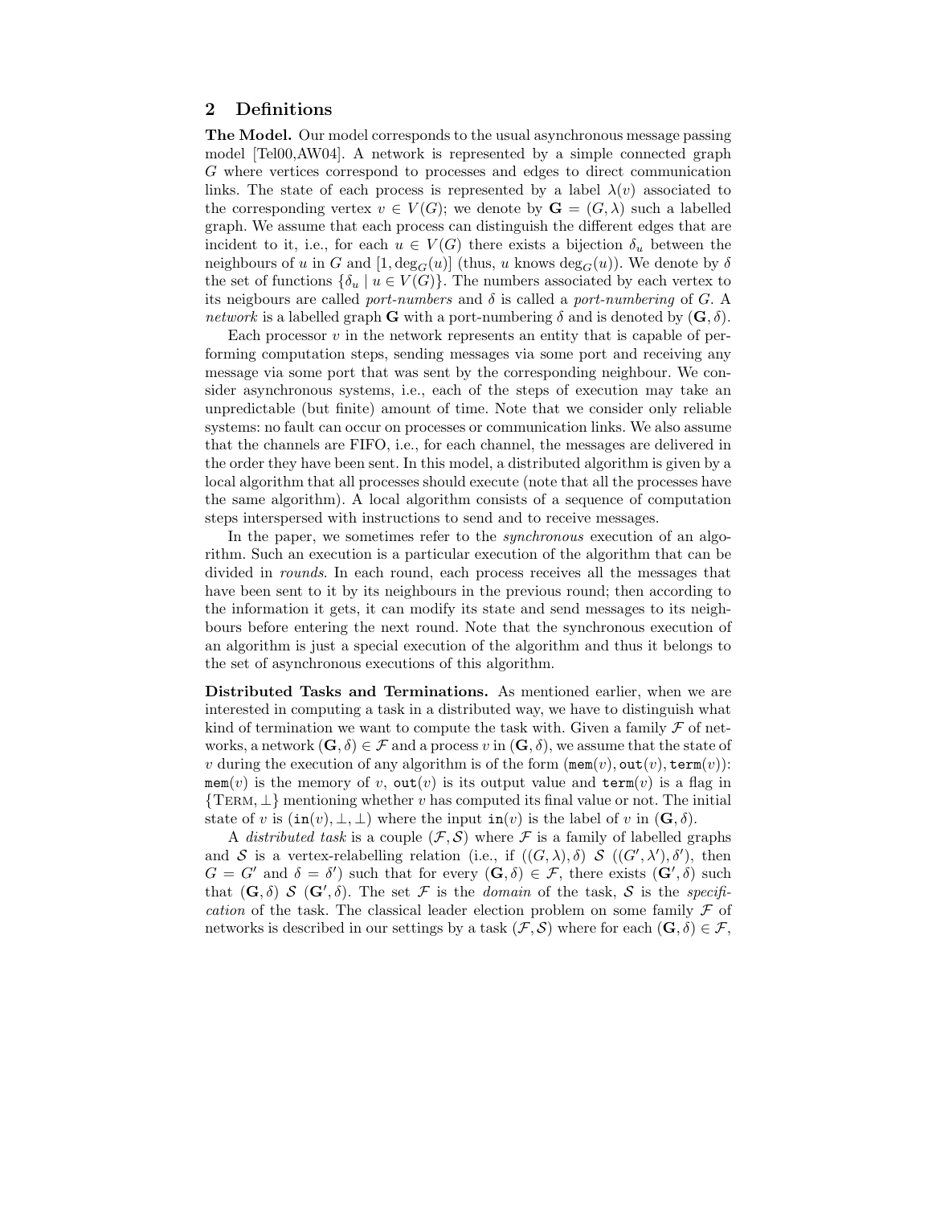## 2 Definitions

**The Model.** Our model corresponds to the usual asynchronous message passing model [Tel00,AW04]. A network is represented by a simple connected graph $G$ where vertices correspond to processes and edges to direct communication links. The state of each process is represented by a label $\lambda(v)$ associated to the corresponding vertex $v \in V(G)$; we denote by $\mathbf{G} = (G, \lambda)$ such a labelled graph. We assume that each process can distinguish the different edges that are incident to it, i.e., for each $u \in V(G)$ there exists a bijection $\delta_u$ between the neighbours of $u$ in $G$ and $[1, \deg_G(u)]$ (thus, $u$ knows $\deg_G(u)$). We denote by $\delta$ the set of functions $\{\delta_u \mid u \in V(G)\}$. The numbers associated by each vertex to its neigbours are called *port-numbers* and $\delta$ is called a *port-numbering* of $G$. A *network* is a labelled graph $\mathbf{G}$ with a port-numbering $\delta$ and is denoted by $(\mathbf{G}, \delta)$.

Each processor $v$ in the network represents an entity that is capable of performing computation steps, sending messages via some port and receiving any message via some port that was sent by the corresponding neighbour. We consider asynchronous systems, i.e., each of the steps of execution may take an unpredictable (but finite) amount of time. Note that we consider only reliable systems: no fault can occur on processes or communication links. We also assume that the channels are FIFO, i.e., for each channel, the messages are delivered in the order they have been sent. In this model, a distributed algorithm is given by a local algorithm that all processes should execute (note that all the processes have the same algorithm). A local algorithm consists of a sequence of computation steps interspersed with instructions to send and to receive messages.

In the paper, we sometimes refer to the *synchronous* execution of an algorithm. Such an execution is a particular execution of the algorithm that can be divided in *rounds*. In each round, each process receives all the messages that have been sent to it by its neighbours in the previous round; then according to the information it gets, it can modify its state and send messages to its neighbours before entering the next round. Note that the synchronous execution of an algorithm is just a special execution of the algorithm and thus it belongs to the set of asynchronous executions of this algorithm.

**Distributed Tasks and Terminations.** As mentioned earlier, when we are interested in computing a task in a distributed way, we have to distinguish what kind of termination we want to compute the task with. Given a family $\mathcal{F}$ of networks, a network $(\mathbf{G}, \delta) \in \mathcal{F}$ and a process $v$ in $(\mathbf{G}, \delta)$, we assume that the state of $v$ during the execution of any algorithm is of the form $(\mathtt{mem}(v), \mathtt{out}(v), \mathtt{term}(v))$: $\mathtt{mem}(v)$ is the memory of $v$, $\mathtt{out}(v)$ is its output value and $\mathtt{term}(v)$ is a flag in $\{\text{TERM}, \bot\}$ mentioning whether $v$ has computed its final value or not. The initial state of $v$ is $(\mathtt{in}(v), \bot, \bot)$ where the input $\mathtt{in}(v)$ is the label of $v$ in $(\mathbf{G}, \delta)$.

A *distributed task* is a couple $(\mathcal{F}, \mathcal{S})$ where $\mathcal{F}$ is a family of labelled graphs and $\mathcal{S}$ is a vertex-relabelling relation (i.e., if $((G, \lambda), \delta)\ \mathcal{S}\ ((G', \lambda'), \delta')$, then $G = G'$ and $\delta = \delta'$) such that for every $(\mathbf{G}, \delta) \in \mathcal{F}$, there exists $(\mathbf{G}', \delta)$ such that $(\mathbf{G}, \delta)\ \mathcal{S}\ (\mathbf{G}', \delta)$. The set $\mathcal{F}$ is the *domain* of the task, $\mathcal{S}$ is the *specification* of the task. The classical leader election problem on some family $\mathcal{F}$ of networks is described in our settings by a task $(\mathcal{F}, \mathcal{S})$ where for each $(\mathbf{G}, \delta) \in \mathcal{F}$,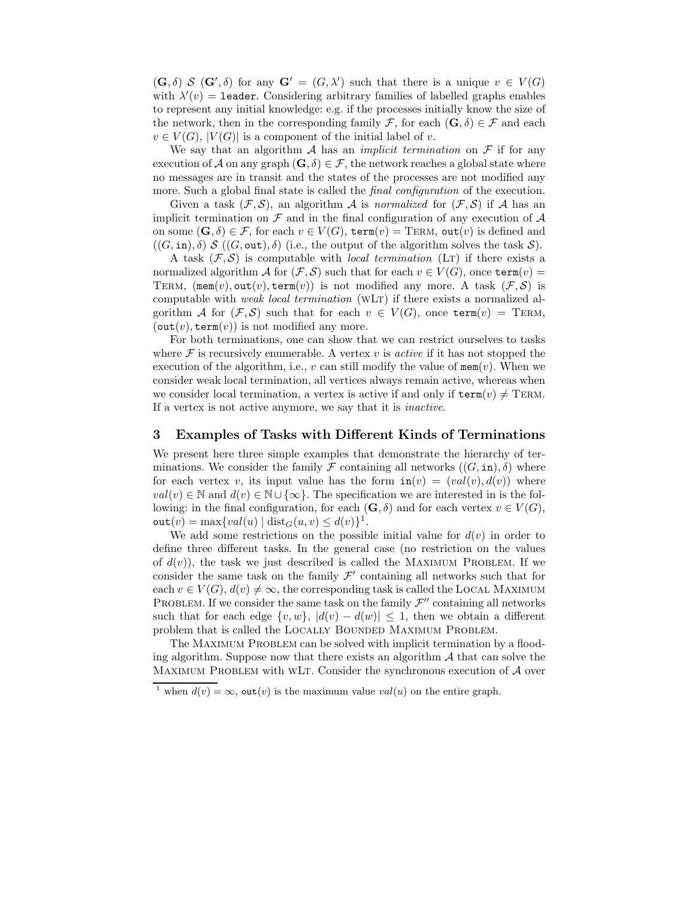$(\mathbf{G}, \delta)\ \mathcal{S}\ (\mathbf{G}', \delta)$ for any $\mathbf{G}' = (G, \lambda')$ such that there is a unique $v \in V(G)$ with $\lambda'(v) = \texttt{leader}$. Considering arbitrary families of labelled graphs enables to represent any initial knowledge: e.g. if the processes initially know the size of the network, then in the corresponding family $\mathcal{F}$, for each $(\mathbf{G}, \delta) \in \mathcal{F}$ and each $v \in V(G)$, $|V(G)|$ is a component of the initial label of $v$.

We say that an algorithm $\mathcal{A}$ has an *implicit termination* on $\mathcal{F}$ if for any execution of $\mathcal{A}$ on any graph $(\mathbf{G}, \delta) \in \mathcal{F}$, the network reaches a global state where no messages are in transit and the states of the processes are not modified any more. Such a global final state is called the *final configuration* of the execution.

Given a task $(\mathcal{F}, \mathcal{S})$, an algorithm $\mathcal{A}$ is *normalized* for $(\mathcal{F}, \mathcal{S})$ if $\mathcal{A}$ has an implicit termination on $\mathcal{F}$ and in the final configuration of any execution of $\mathcal{A}$ on some $(\mathbf{G}, \delta) \in \mathcal{F}$, for each $v \in V(G)$, $\texttt{term}(v) = \textsc{Term}$, $\texttt{out}(v)$ is defined and $((G, \texttt{in}), \delta)\ \mathcal{S}\ ((G, \texttt{out}), \delta)$ (i.e., the output of the algorithm solves the task $\mathcal{S}$).

A task $(\mathcal{F}, \mathcal{S})$ is computable with *local termination* (LT) if there exists a normalized algorithm $\mathcal{A}$ for $(\mathcal{F}, \mathcal{S})$ such that for each $v \in V(G)$, once $\texttt{term}(v) = \textsc{Term}$, $(\texttt{mem}(v), \texttt{out}(v), \texttt{term}(v))$ is not modified any more. A task $(\mathcal{F}, \mathcal{S})$ is computable with *weak local termination* (wLT) if there exists a normalized algorithm $\mathcal{A}$ for $(\mathcal{F}, \mathcal{S})$ such that for each $v \in V(G)$, once $\texttt{term}(v) = \textsc{Term}$, $(\texttt{out}(v), \texttt{term}(v))$ is not modified any more.

For both terminations, one can show that we can restrict ourselves to tasks where $\mathcal{F}$ is recursively enumerable. A vertex $v$ is *active* if it has not stopped the execution of the algorithm, i.e., $v$ can still modify the value of $\texttt{mem}(v)$. When we consider weak local termination, all vertices always remain active, whereas when we consider local termination, a vertex is active if and only if $\texttt{term}(v) \neq \textsc{Term}$. If a vertex is not active anymore, we say that it is *inactive*.

## 3 Examples of Tasks with Different Kinds of Terminations

We present here three simple examples that demonstrate the hierarchy of terminations. We consider the family $\mathcal{F}$ containing all networks $((G, \texttt{in}), \delta)$ where for each vertex $v$, its input value has the form $\texttt{in}(v) = (val(v), d(v))$ where $val(v) \in \mathbb{N}$ and $d(v) \in \mathbb{N} \cup \{\infty\}$. The specification we are interested in is the following: in the final configuration, for each $(\mathbf{G}, \delta)$ and for each vertex $v \in V(G)$, $\texttt{out}(v) = \max\{val(u) \mid \text{dist}_G(u, v) \leq d(v)\}$[1].

We add some restrictions on the possible initial value for $d(v)$ in order to define three different tasks. In the general case (no restriction on the values of $d(v)$), the task we just described is called the Maximum Problem. If we consider the same task on the family $\mathcal{F}'$ containing all networks such that for each $v \in V(G)$, $d(v) \neq \infty$, the corresponding task is called the Local Maximum Problem. If we consider the same task on the family $\mathcal{F}''$ containing all networks such that for each edge $\{v, w\}$, $|d(v) - d(w)| \leq 1$, then we obtain a different problem that is called the Locally Bounded Maximum Problem.

The Maximum Problem can be solved with implicit termination by a flooding algorithm. Suppose now that there exists an algorithm $\mathcal{A}$ that can solve the Maximum Problem with wLT. Consider the synchronous execution of $\mathcal{A}$ over

[1] when $d(v) = \infty$, $\texttt{out}(v)$ is the maximum value $val(u)$ on the entire graph.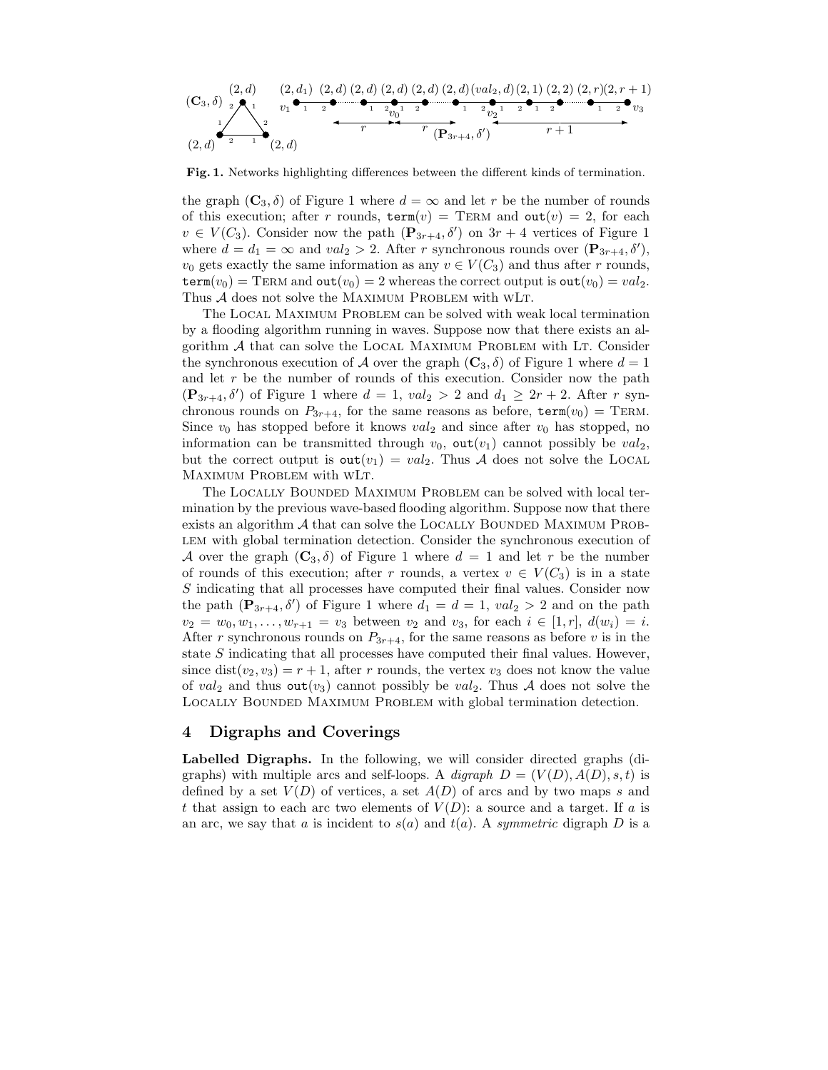**Fig. 1.** Networks highlighting differences between the different kinds of termination.

the graph $(\mathbf{C}_3, \delta)$ of Figure 1 where $d = \infty$ and let $r$ be the number of rounds of this execution; after $r$ rounds, $\mathtt{term}(v) = \textsc{Term}$ and $\mathtt{out}(v) = 2$, for each $v \in V(C_3)$. Consider now the path $(\mathbf{P}_{3r+4}, \delta')$ on $3r + 4$ vertices of Figure 1 where $d = d_1 = \infty$ and $val_2 > 2$. After $r$ synchronous rounds over $(\mathbf{P}_{3r+4}, \delta')$, $v_0$ gets exactly the same information as any $v \in V(C_3)$ and thus after $r$ rounds, $\mathtt{term}(v_0) = \textsc{Term}$ and $\mathtt{out}(v_0) = 2$ whereas the correct output is $\mathtt{out}(v_0) = val_2$. Thus $\mathcal{A}$ does not solve the Maximum Problem with wLt.

The Local Maximum Problem can be solved with weak local termination by a flooding algorithm running in waves. Suppose now that there exists an algorithm $\mathcal{A}$ that can solve the Local Maximum Problem with Lt. Consider the synchronous execution of $\mathcal{A}$ over the graph $(\mathbf{C}_3, \delta)$ of Figure 1 where $d = 1$ and let $r$ be the number of rounds of this execution. Consider now the path $(\mathbf{P}_{3r+4}, \delta')$ of Figure 1 where $d = 1$, $val_2 > 2$ and $d_1 \geq 2r + 2$. After $r$ synchronous rounds on $P_{3r+4}$, for the same reasons as before, $\mathtt{term}(v_0) = \textsc{Term}$. Since $v_0$ has stopped before it knows $val_2$ and since after $v_0$ has stopped, no information can be transmitted through $v_0$, $\mathtt{out}(v_1)$ cannot possibly be $val_2$, but the correct output is $\mathtt{out}(v_1) = val_2$. Thus $\mathcal{A}$ does not solve the Local Maximum Problem with wLt.

The Locally Bounded Maximum Problem can be solved with local termination by the previous wave-based flooding algorithm. Suppose now that there exists an algorithm $\mathcal{A}$ that can solve the Locally Bounded Maximum Problem with global termination detection. Consider the synchronous execution of $\mathcal{A}$ over the graph $(\mathbf{C}_3, \delta)$ of Figure 1 where $d = 1$ and let $r$ be the number of rounds of this execution; after $r$ rounds, a vertex $v \in V(C_3)$ is in a state $S$ indicating that all processes have computed their final values. Consider now the path $(\mathbf{P}_{3r+4}, \delta')$ of Figure 1 where $d_1 = d = 1$, $val_2 > 2$ and on the path $v_2 = w_0, w_1, \ldots, w_{r+1} = v_3$ between $v_2$ and $v_3$, for each $i \in [1, r]$, $d(w_i) = i$. After $r$ synchronous rounds on $P_{3r+4}$, for the same reasons as before $v$ is in the state $S$ indicating that all processes have computed their final values. However, since $\mathrm{dist}(v_2, v_3) = r + 1$, after $r$ rounds, the vertex $v_3$ does not know the value of $val_2$ and thus $\mathtt{out}(v_3)$ cannot possibly be $val_2$. Thus $\mathcal{A}$ does not solve the Locally Bounded Maximum Problem with global termination detection.

## 4 Digraphs and Coverings

**Labelled Digraphs.** In the following, we will consider directed graphs (digraphs) with multiple arcs and self-loops. A *digraph* $D = (V(D), A(D), s, t)$ is defined by a set $V(D)$ of vertices, a set $A(D)$ of arcs and by two maps $s$ and $t$ that assign to each arc two elements of $V(D)$: a source and a target. If $a$ is an arc, we say that $a$ is incident to $s(a)$ and $t(a)$. A *symmetric* digraph $D$ is a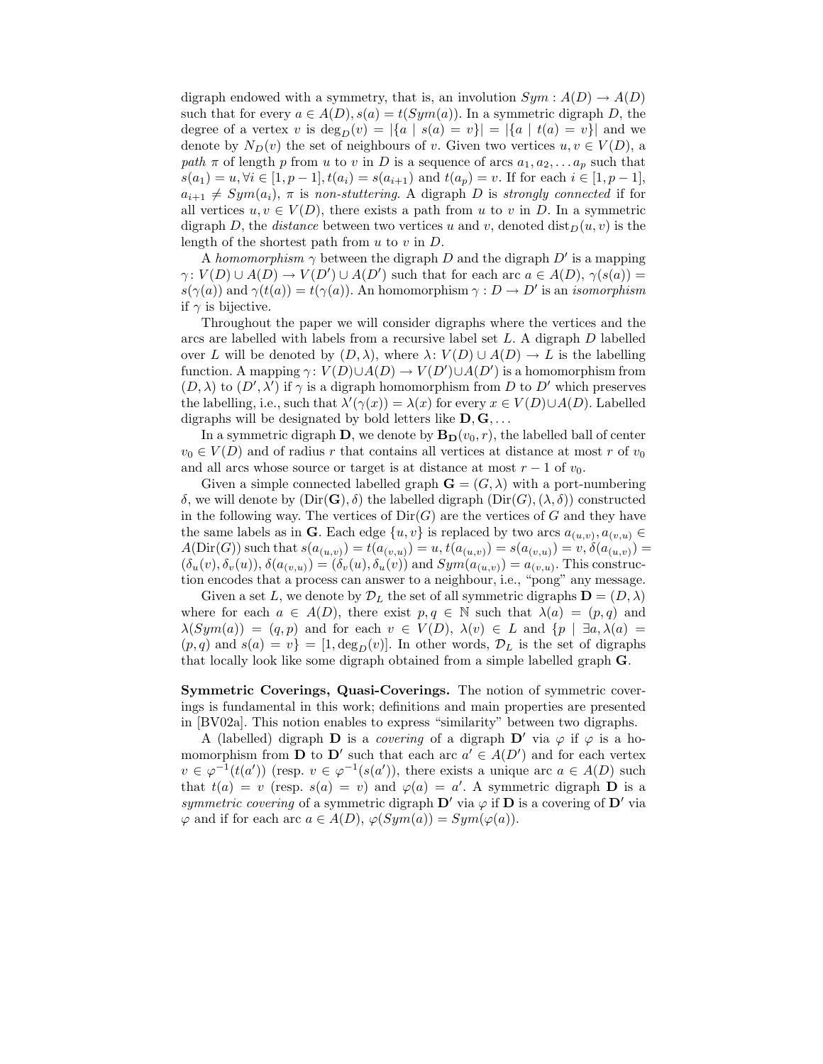digraph endowed with a symmetry, that is, an involution $Sym : A(D) \to A(D)$ such that for every $a \in A(D), s(a) = t(Sym(a))$. In a symmetric digraph $D$, the degree of a vertex $v$ is $\deg_D(v) = |\{a \mid s(a) = v\}| = |\{a \mid t(a) = v\}|$ and we denote by $N_D(v)$ the set of neighbours of $v$. Given two vertices $u, v \in V(D)$, a *path* $\pi$ of length $p$ from $u$ to $v$ in $D$ is a sequence of arcs $a_1, a_2, \ldots a_p$ such that $s(a_1) = u, \forall i \in [1, p-1], t(a_i) = s(a_{i+1})$ and $t(a_p) = v$. If for each $i \in [1, p-1]$, $a_{i+1} \neq Sym(a_i)$, $\pi$ is *non-stuttering*. A digraph $D$ is *strongly connected* if for all vertices $u, v \in V(D)$, there exists a path from $u$ to $v$ in $D$. In a symmetric digraph $D$, the *distance* between two vertices $u$ and $v$, denoted $\mathrm{dist}_D(u, v)$ is the length of the shortest path from $u$ to $v$ in $D$.

A *homomorphism* $\gamma$ between the digraph $D$ and the digraph $D'$ is a mapping $\gamma \colon V(D) \cup A(D) \to V(D') \cup A(D')$ such that for each arc $a \in A(D)$, $\gamma(s(a)) = s(\gamma(a))$ and $\gamma(t(a)) = t(\gamma(a))$. An homomorphism $\gamma : D \to D'$ is an *isomorphism* if $\gamma$ is bijective.

Throughout the paper we will consider digraphs where the vertices and the arcs are labelled with labels from a recursive label set $L$. A digraph $D$ labelled over $L$ will be denoted by $(D, \lambda)$, where $\lambda \colon V(D) \cup A(D) \to L$ is the labelling function. A mapping $\gamma \colon V(D) \cup A(D) \to V(D') \cup A(D')$ is a homomorphism from $(D, \lambda)$ to $(D', \lambda')$ if $\gamma$ is a digraph homomorphism from $D$ to $D'$ which preserves the labelling, i.e., such that $\lambda'(\gamma(x)) = \lambda(x)$ for every $x \in V(D) \cup A(D)$. Labelled digraphs will be designated by bold letters like $\mathbf{D}, \mathbf{G}, \ldots$

In a symmetric digraph $\mathbf{D}$, we denote by $\mathbf{B}_{\mathbf{D}}(v_0, r)$, the labelled ball of center $v_0 \in V(D)$ and of radius $r$ that contains all vertices at distance at most $r$ of $v_0$ and all arcs whose source or target is at distance at most $r-1$ of $v_0$.

Given a simple connected labelled graph $\mathbf{G} = (G, \lambda)$ with a port-numbering $\delta$, we will denote by $(\mathrm{Dir}(\mathbf{G}), \delta)$ the labelled digraph $(\mathrm{Dir}(G), (\lambda, \delta))$ constructed in the following way. The vertices of $\mathrm{Dir}(G)$ are the vertices of $G$ and they have the same labels as in $\mathbf{G}$. Each edge $\{u, v\}$ is replaced by two arcs $a_{(u,v)}, a_{(v,u)} \in A(\mathrm{Dir}(G))$ such that $s(a_{(u,v)}) = t(a_{(v,u)}) = u$, $t(a_{(u,v)}) = s(a_{(v,u)}) = v$, $\delta(a_{(u,v)}) = (\delta_u(v), \delta_v(u))$, $\delta(a_{(v,u)}) = (\delta_v(u), \delta_u(v))$ and $Sym(a_{(u,v)}) = a_{(v,u)}$. This construction encodes that a process can answer to a neighbour, i.e., "pong" any message.

Given a set $L$, we denote by $\mathcal{D}_L$ the set of all symmetric digraphs $\mathbf{D} = (D, \lambda)$ where for each $a \in A(D)$, there exist $p, q \in \mathbb{N}$ such that $\lambda(a) = (p, q)$ and $\lambda(Sym(a)) = (q, p)$ and for each $v \in V(D)$, $\lambda(v) \in L$ and $\{p \mid \exists a, \lambda(a) = (p, q) \text{ and } s(a) = v\} = [1, \deg_D(v)]$. In other words, $\mathcal{D}_L$ is the set of digraphs that locally look like some digraph obtained from a simple labelled graph $\mathbf{G}$.

**Symmetric Coverings, Quasi-Coverings.** The notion of symmetric coverings is fundamental in this work; definitions and main properties are presented in [BV02a]. This notion enables to express "similarity" between two digraphs.

A (labelled) digraph $\mathbf{D}$ is a *covering* of a digraph $\mathbf{D}'$ via $\varphi$ if $\varphi$ is a homomorphism from $\mathbf{D}$ to $\mathbf{D}'$ such that each arc $a' \in A(D')$ and for each vertex $v \in \varphi^{-1}(t(a'))$ (resp. $v \in \varphi^{-1}(s(a'))$, there exists a unique arc $a \in A(D)$ such that $t(a) = v$ (resp. $s(a) = v$) and $\varphi(a) = a'$. A symmetric digraph $\mathbf{D}$ is a *symmetric covering* of a symmetric digraph $\mathbf{D}'$ via $\varphi$ if $\mathbf{D}$ is a covering of $\mathbf{D}'$ via $\varphi$ and if for each arc $a \in A(D)$, $\varphi(Sym(a)) = Sym(\varphi(a))$.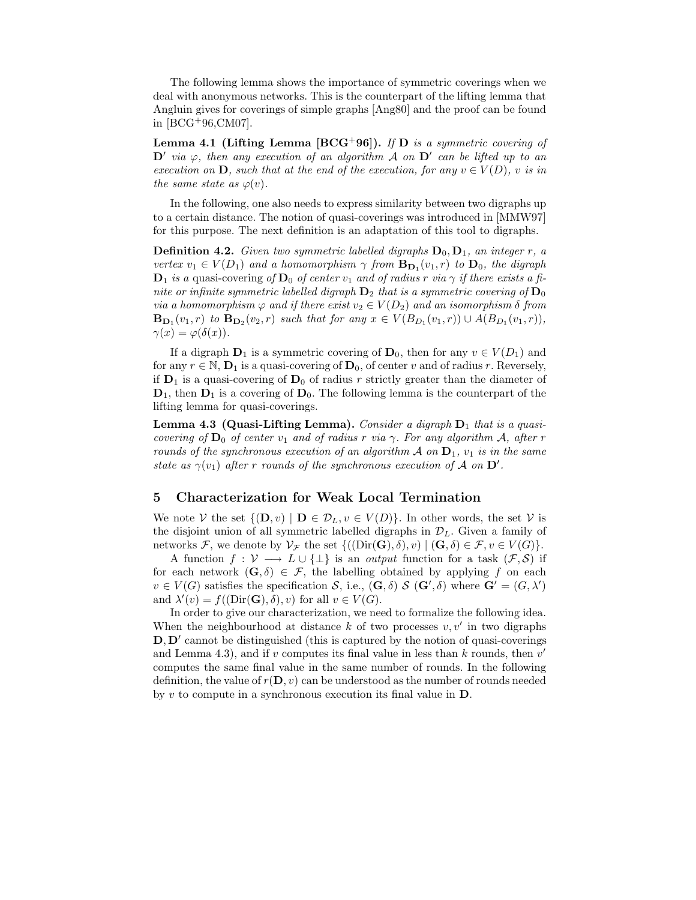The following lemma shows the importance of symmetric coverings when we deal with anonymous networks. This is the counterpart of the lifting lemma that Angluin gives for coverings of simple graphs [Ang80] and the proof can be found in [BCG+96,CM07].

**Lemma 4.1 (Lifting Lemma [BCG+96]).** *If $\mathbf{D}$ is a symmetric covering of $\mathbf{D}'$ via $\varphi$, then any execution of an algorithm $\mathcal{A}$ on $\mathbf{D}'$ can be lifted up to an execution on $\mathbf{D}$, such that at the end of the execution, for any $v \in V(D)$, $v$ is in the same state as $\varphi(v)$.*

In the following, one also needs to express similarity between two digraphs up to a certain distance. The notion of quasi-coverings was introduced in [MMW97] for this purpose. The next definition is an adaptation of this tool to digraphs.

**Definition 4.2.** *Given two symmetric labelled digraphs $\mathbf{D}_0, \mathbf{D}_1$, an integer $r$, a vertex $v_1 \in V(D_1)$ and a homomorphism $\gamma$ from $\mathbf{B}_{\mathbf{D}_1}(v_1, r)$ to $\mathbf{D}_0$, the digraph $\mathbf{D}_1$ is a* quasi-covering *of $\mathbf{D}_0$ of center $v_1$ and of radius $r$ via $\gamma$ if there exists a finite or infinite symmetric labelled digraph $\mathbf{D}_2$ that is a symmetric covering of $\mathbf{D}_0$ via a homomorphism $\varphi$ and if there exist $v_2 \in V(D_2)$ and an isomorphism $\delta$ from $\mathbf{B}_{\mathbf{D}_1}(v_1, r)$ to $\mathbf{B}_{\mathbf{D}_2}(v_2, r)$ such that for any $x \in V(B_{D_1}(v_1, r)) \cup A(B_{D_1}(v_1, r))$, $\gamma(x) = \varphi(\delta(x))$.*

If a digraph $\mathbf{D}_1$ is a symmetric covering of $\mathbf{D}_0$, then for any $v \in V(D_1)$ and for any $r \in \mathbb{N}$, $\mathbf{D}_1$ is a quasi-covering of $\mathbf{D}_0$, of center $v$ and of radius $r$. Reversely, if $\mathbf{D}_1$ is a quasi-covering of $\mathbf{D}_0$ of radius $r$ strictly greater than the diameter of $\mathbf{D}_1$, then $\mathbf{D}_1$ is a covering of $\mathbf{D}_0$. The following lemma is the counterpart of the lifting lemma for quasi-coverings.

**Lemma 4.3 (Quasi-Lifting Lemma).** *Consider a digraph $\mathbf{D}_1$ that is a quasi-covering of $\mathbf{D}_0$ of center $v_1$ and of radius $r$ via $\gamma$. For any algorithm $\mathcal{A}$, after $r$ rounds of the synchronous execution of an algorithm $\mathcal{A}$ on $\mathbf{D}_1$, $v_1$ is in the same state as $\gamma(v_1)$ after $r$ rounds of the synchronous execution of $\mathcal{A}$ on $\mathbf{D}'$.*

## 5 Characterization for Weak Local Termination

We note $\mathcal{V}$ the set $\{(\mathbf{D}, v) \mid \mathbf{D} \in \mathcal{D}_L, v \in V(D)\}$. In other words, the set $\mathcal{V}$ is the disjoint union of all symmetric labelled digraphs in $\mathcal{D}_L$. Given a family of networks $\mathcal{F}$, we denote by $\mathcal{V}_\mathcal{F}$ the set $\{((\mathrm{Dir}(\mathbf{G}), \delta), v) \mid (\mathbf{G}, \delta) \in \mathcal{F}, v \in V(G)\}$.

A function $f : \mathcal{V} \longrightarrow L \cup \{\perp\}$ is an *output* function for a task $(\mathcal{F}, \mathcal{S})$ if for each network $(\mathbf{G}, \delta) \in \mathcal{F}$, the labelling obtained by applying $f$ on each $v \in V(G)$ satisfies the specification $\mathcal{S}$, i.e., $(\mathbf{G}, \delta)\ \mathcal{S}\ (\mathbf{G}', \delta)$ where $\mathbf{G}' = (G, \lambda')$ and $\lambda'(v) = f((\mathrm{Dir}(\mathbf{G}), \delta), v)$ for all $v \in V(G)$.

In order to give our characterization, we need to formalize the following idea. When the neighbourhood at distance $k$ of two processes $v, v'$ in two digraphs $\mathbf{D}, \mathbf{D}'$ cannot be distinguished (this is captured by the notion of quasi-coverings and Lemma 4.3), and if $v$ computes its final value in less than $k$ rounds, then $v'$ computes the same final value in the same number of rounds. In the following definition, the value of $r(\mathbf{D}, v)$ can be understood as the number of rounds needed by $v$ to compute in a synchronous execution its final value in $\mathbf{D}$.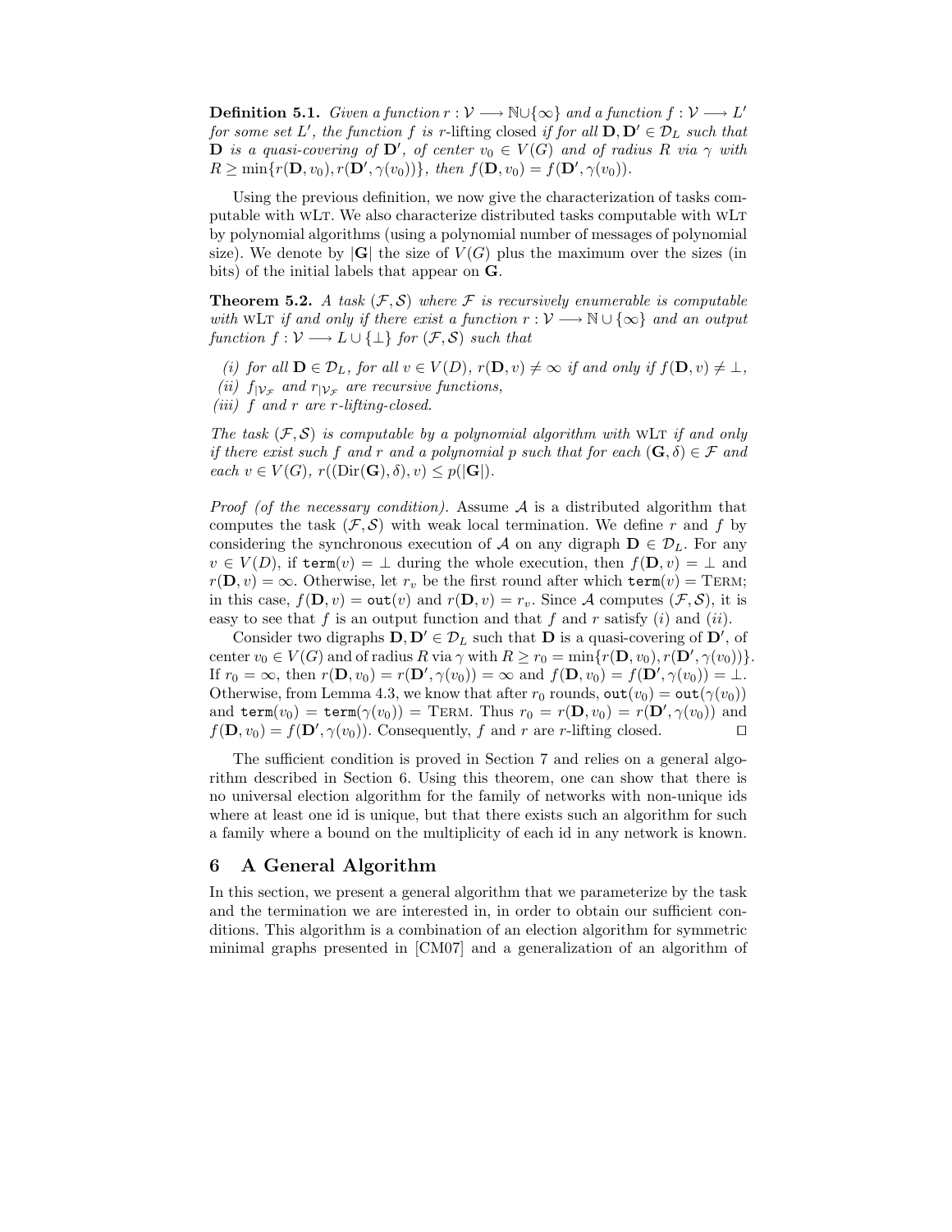**Definition 5.1.** *Given a function $r : \mathcal{V} \longrightarrow \mathbb{N} \cup \{\infty\}$ and a function $f : \mathcal{V} \longrightarrow L'$ for some set $L'$, the function $f$ is* $r$-lifting closed *if for all $\mathbf{D}, \mathbf{D}' \in \mathcal{D}_L$ such that $\mathbf{D}$ is a quasi-covering of $\mathbf{D}'$, of center $v_0 \in V(G)$ and of radius $R$ via $\gamma$ with $R \geq \min\{r(\mathbf{D}, v_0), r(\mathbf{D}', \gamma(v_0))\}$, then $f(\mathbf{D}, v_0) = f(\mathbf{D}', \gamma(v_0))$.*

Using the previous definition, we now give the characterization of tasks computable with WLT. We also characterize distributed tasks computable with WLT by polynomial algorithms (using a polynomial number of messages of polynomial size). We denote by $|\mathbf{G}|$ the size of $V(G)$ plus the maximum over the sizes (in bits) of the initial labels that appear on $\mathbf{G}$.

**Theorem 5.2.** *A task $(\mathcal{F}, \mathcal{S})$ where $\mathcal{F}$ is recursively enumerable is computable with* WLT *if and only if there exist a function $r : \mathcal{V} \longrightarrow \mathbb{N} \cup \{\infty\}$ and an output function $f : \mathcal{V} \longrightarrow L \cup \{\bot\}$ for $(\mathcal{F}, \mathcal{S})$ such that*

*(i) for all $\mathbf{D} \in \mathcal{D}_L$, for all $v \in V(D)$, $r(\mathbf{D}, v) \neq \infty$ if and only if $f(\mathbf{D}, v) \neq \bot$,*
*(ii) $f_{|\mathcal{V}_\mathcal{F}}$ and $r_{|\mathcal{V}_\mathcal{F}}$ are recursive functions,*
*(iii) $f$ and $r$ are $r$-lifting-closed.*

*The task $(\mathcal{F}, \mathcal{S})$ is computable by a polynomial algorithm with* WLT *if and only if there exist such $f$ and $r$ and a polynomial $p$ such that for each $(\mathbf{G}, \delta) \in \mathcal{F}$ and each $v \in V(G)$, $r((\mathrm{Dir}(\mathbf{G}), \delta), v) \leq p(|\mathbf{G}|)$.*

*Proof (of the necessary condition).* Assume $\mathcal{A}$ is a distributed algorithm that computes the task $(\mathcal{F}, \mathcal{S})$ with weak local termination. We define $r$ and $f$ by considering the synchronous execution of $\mathcal{A}$ on any digraph $\mathbf{D} \in \mathcal{D}_L$. For any $v \in V(D)$, if $\mathtt{term}(v) = \bot$ during the whole execution, then $f(\mathbf{D}, v) = \bot$ and $r(\mathbf{D}, v) = \infty$. Otherwise, let $r_v$ be the first round after which $\mathtt{term}(v) = \text{TERM}$; in this case, $f(\mathbf{D}, v) = \mathtt{out}(v)$ and $r(\mathbf{D}, v) = r_v$. Since $\mathcal{A}$ computes $(\mathcal{F}, \mathcal{S})$, it is easy to see that $f$ is an output function and that $f$ and $r$ satisfy $(i)$ and $(ii)$.

Consider two digraphs $\mathbf{D}, \mathbf{D}' \in \mathcal{D}_L$ such that $\mathbf{D}$ is a quasi-covering of $\mathbf{D}'$, of center $v_0 \in V(G)$ and of radius $R$ via $\gamma$ with $R \geq r_0 = \min\{r(\mathbf{D}, v_0), r(\mathbf{D}', \gamma(v_0))\}$. If $r_0 = \infty$, then $r(\mathbf{D}, v_0) = r(\mathbf{D}', \gamma(v_0)) = \infty$ and $f(\mathbf{D}, v_0) = f(\mathbf{D}', \gamma(v_0)) = \bot$. Otherwise, from Lemma 4.3, we know that after $r_0$ rounds, $\mathtt{out}(v_0) = \mathtt{out}(\gamma(v_0))$ and $\mathtt{term}(v_0) = \mathtt{term}(\gamma(v_0)) = \text{TERM}$. Thus $r_0 = r(\mathbf{D}, v_0) = r(\mathbf{D}', \gamma(v_0))$ and $f(\mathbf{D}, v_0) = f(\mathbf{D}', \gamma(v_0))$. Consequently, $f$ and $r$ are $r$-lifting closed. $\square$

The sufficient condition is proved in Section 7 and relies on a general algorithm described in Section 6. Using this theorem, one can show that there is no universal election algorithm for the family of networks with non-unique ids where at least one id is unique, but that there exists such an algorithm for such a family where a bound on the multiplicity of each id in any network is known.

## 6 A General Algorithm

In this section, we present a general algorithm that we parameterize by the task and the termination we are interested in, in order to obtain our sufficient conditions. This algorithm is a combination of an election algorithm for symmetric minimal graphs presented in [CM07] and a generalization of an algorithm of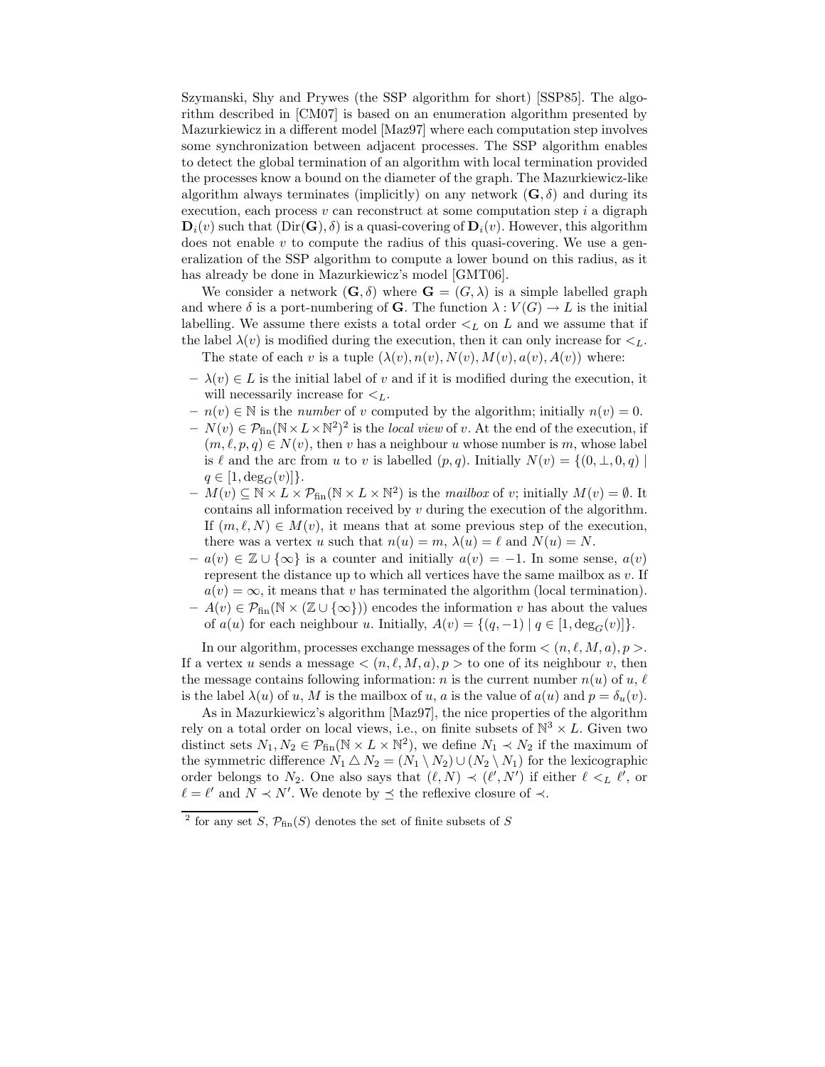Szymanski, Shy and Prywes (the SSP algorithm for short) [SSP85]. The algorithm described in [CM07] is based on an enumeration algorithm presented by Mazurkiewicz in a different model [Maz97] where each computation step involves some synchronization between adjacent processes. The SSP algorithm enables to detect the global termination of an algorithm with local termination provided the processes know a bound on the diameter of the graph. The Mazurkiewicz-like algorithm always terminates (implicitly) on any network $(\mathbf{G}, \delta)$ and during its execution, each process $v$ can reconstruct at some computation step $i$ a digraph $\mathbf{D}_i(v)$ such that $(\mathrm{Dir}(\mathbf{G}), \delta)$ is a quasi-covering of $\mathbf{D}_i(v)$. However, this algorithm does not enable $v$ to compute the radius of this quasi-covering. We use a generalization of the SSP algorithm to compute a lower bound on this radius, as it has already be done in Mazurkiewicz's model [GMT06].

We consider a network $(\mathbf{G}, \delta)$ where $\mathbf{G} = (G, \lambda)$ is a simple labelled graph and where $\delta$ is a port-numbering of $\mathbf{G}$. The function $\lambda : V(G) \to L$ is the initial labelling. We assume there exists a total order $<_L$ on $L$ and we assume that if the label $\lambda(v)$ is modified during the execution, then it can only increase for $<_L$.

The state of each $v$ is a tuple $(\lambda(v), n(v), N(v), M(v), a(v), A(v))$ where:

- $\lambda(v) \in L$ is the initial label of $v$ and if it is modified during the execution, it will necessarily increase for $<_L$.
- $n(v) \in \mathbb{N}$ is the *number* of $v$ computed by the algorithm; initially $n(v) = 0$.
- $N(v) \in \mathcal{P}_{\mathrm{fin}}(\mathbb{N} \times L \times \mathbb{N}^2)$[2] is the *local view* of $v$. At the end of the execution, if $(m, \ell, p, q) \in N(v)$, then $v$ has a neighbour $u$ whose number is $m$, whose label is $\ell$ and the arc from $u$ to $v$ is labelled $(p, q)$. Initially $N(v) = \{(0, \bot, 0, q) \mid q \in [1, \deg_G(v)]\}$.
- $M(v) \subseteq \mathbb{N} \times L \times \mathcal{P}_{\mathrm{fin}}(\mathbb{N} \times L \times \mathbb{N}^2)$ is the *mailbox* of $v$; initially $M(v) = \emptyset$. It contains all information received by $v$ during the execution of the algorithm. If $(m, \ell, N) \in M(v)$, it means that at some previous step of the execution, there was a vertex $u$ such that $n(u) = m$, $\lambda(u) = \ell$ and $N(u) = N$.
- $a(v) \in \mathbb{Z} \cup \{\infty\}$ is a counter and initially $a(v) = -1$. In some sense, $a(v)$ represent the distance up to which all vertices have the same mailbox as $v$. If $a(v) = \infty$, it means that $v$ has terminated the algorithm (local termination).
- $A(v) \in \mathcal{P}_{\mathrm{fin}}(\mathbb{N} \times (\mathbb{Z} \cup \{\infty\}))$ encodes the information $v$ has about the values of $a(u)$ for each neighbour $u$. Initially, $A(v) = \{(q, -1) \mid q \in [1, \deg_G(v)]\}$.

In our algorithm, processes exchange messages of the form $< (n, \ell, M, a), p >$. If a vertex $u$ sends a message $< (n, \ell, M, a), p >$ to one of its neighbour $v$, then the message contains following information: $n$ is the current number $n(u)$ of $u$, $\ell$ is the label $\lambda(u)$ of $u$, $M$ is the mailbox of $u$, $a$ is the value of $a(u)$ and $p = \delta_u(v)$.

As in Mazurkiewicz's algorithm [Maz97], the nice properties of the algorithm rely on a total order on local views, i.e., on finite subsets of $\mathbb{N}^3 \times L$. Given two distinct sets $N_1, N_2 \in \mathcal{P}_{\mathrm{fin}}(\mathbb{N} \times L \times \mathbb{N}^2)$, we define $N_1 \prec N_2$ if the maximum of the symmetric difference $N_1 \triangle N_2 = (N_1 \setminus N_2) \cup (N_2 \setminus N_1)$ for the lexicographic order belongs to $N_2$. One also says that $(\ell, N) \prec (\ell', N')$ if either $\ell <_L \ell'$, or $\ell = \ell'$ and $N \prec N'$. We denote by $\preceq$ the reflexive closure of $\prec$.

[2] for any set $S$, $\mathcal{P}_{\mathrm{fin}}(S)$ denotes the set of finite subsets of $S$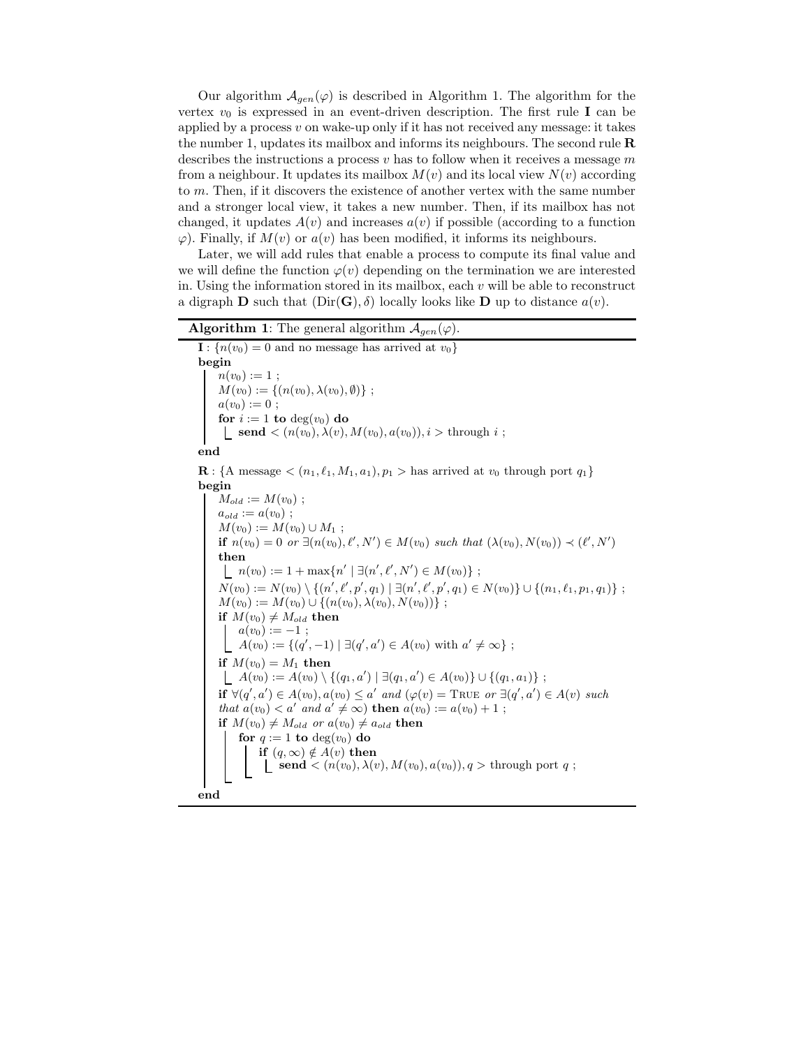Our algorithm $\mathcal{A}_{gen}(\varphi)$ is described in Algorithm 1. The algorithm for the vertex $v_0$ is expressed in an event-driven description. The first rule **I** can be applied by a process $v$ on wake-up only if it has not received any message: it takes the number 1, updates its mailbox and informs its neighbours. The second rule **R** describes the instructions a process $v$ has to follow when it receives a message $m$ from a neighbour. It updates its mailbox $M(v)$ and its local view $N(v)$ according to $m$. Then, if it discovers the existence of another vertex with the same number and a stronger local view, it takes a new number. Then, if its mailbox has not changed, it updates $A(v)$ and increases $a(v)$ if possible (according to a function $\varphi$). Finally, if $M(v)$ or $a(v)$ has been modified, it informs its neighbours.

Later, we will add rules that enable a process to compute its final value and we will define the function $\varphi(v)$ depending on the termination we are interested in. Using the information stored in its mailbox, each $v$ will be able to reconstruct a digraph $\mathbf{D}$ such that $(\mathrm{Dir}(\mathbf{G}), \delta)$ locally looks like $\mathbf{D}$ up to distance $a(v)$.

**Algorithm 1**: The general algorithm $\mathcal{A}_{gen}(\varphi)$.

```
I : {n(v0) = 0 and no message has arrived at v0}
begin
    n(v0) := 1 ;
    M(v0) := {(n(v0), λ(v0), ∅)} ;
    a(v0) := 0 ;
    for i := 1 to deg(v0) do
        send < (n(v0), λ(v), M(v0), a(v0)), i > through i ;
end

R : {A message < (n1, ℓ1, M1, a1), p1 > has arrived at v0 through port q1}
begin
    M_old := M(v0) ;
    a_old := a(v0) ;
    M(v0) := M(v0) ∪ M1 ;
    if n(v0) = 0 or ∃(n(v0), ℓ', N') ∈ M(v0) such that (λ(v0), N(v0)) ≺ (ℓ', N')
    then
        n(v0) := 1 + max{n' | ∃(n', ℓ', N') ∈ M(v0)} ;
    N(v0) := N(v0) \ {(n', ℓ', p', q1) | ∃(n', ℓ', p', q1) ∈ N(v0)} ∪ {(n1, ℓ1, p1, q1)} ;
    M(v0) := M(v0) ∪ {(n(v0), λ(v0), N(v0))} ;
    if M(v0) ≠ M_old then
        a(v0) := −1 ;
        A(v0) := {(q', −1) | ∃(q', a') ∈ A(v0) with a' ≠ ∞} ;
    if M(v0) = M1 then
        A(v0) := A(v0) \ {(q1, a') | ∃(q1, a') ∈ A(v0)} ∪ {(q1, a1)} ;
    if ∀(q', a') ∈ A(v0), a(v0) ≤ a' and (φ(v) = TRUE or ∃(q', a') ∈ A(v) such
    that a(v0) < a' and a' ≠ ∞) then a(v0) := a(v0) + 1 ;
    if M(v0) ≠ M_old or a(v0) ≠ a_old then
        for q := 1 to deg(v0) do
            if (q, ∞) ∉ A(v) then
                send < (n(v0), λ(v), M(v0), a(v0)), q > through port q ;
end
```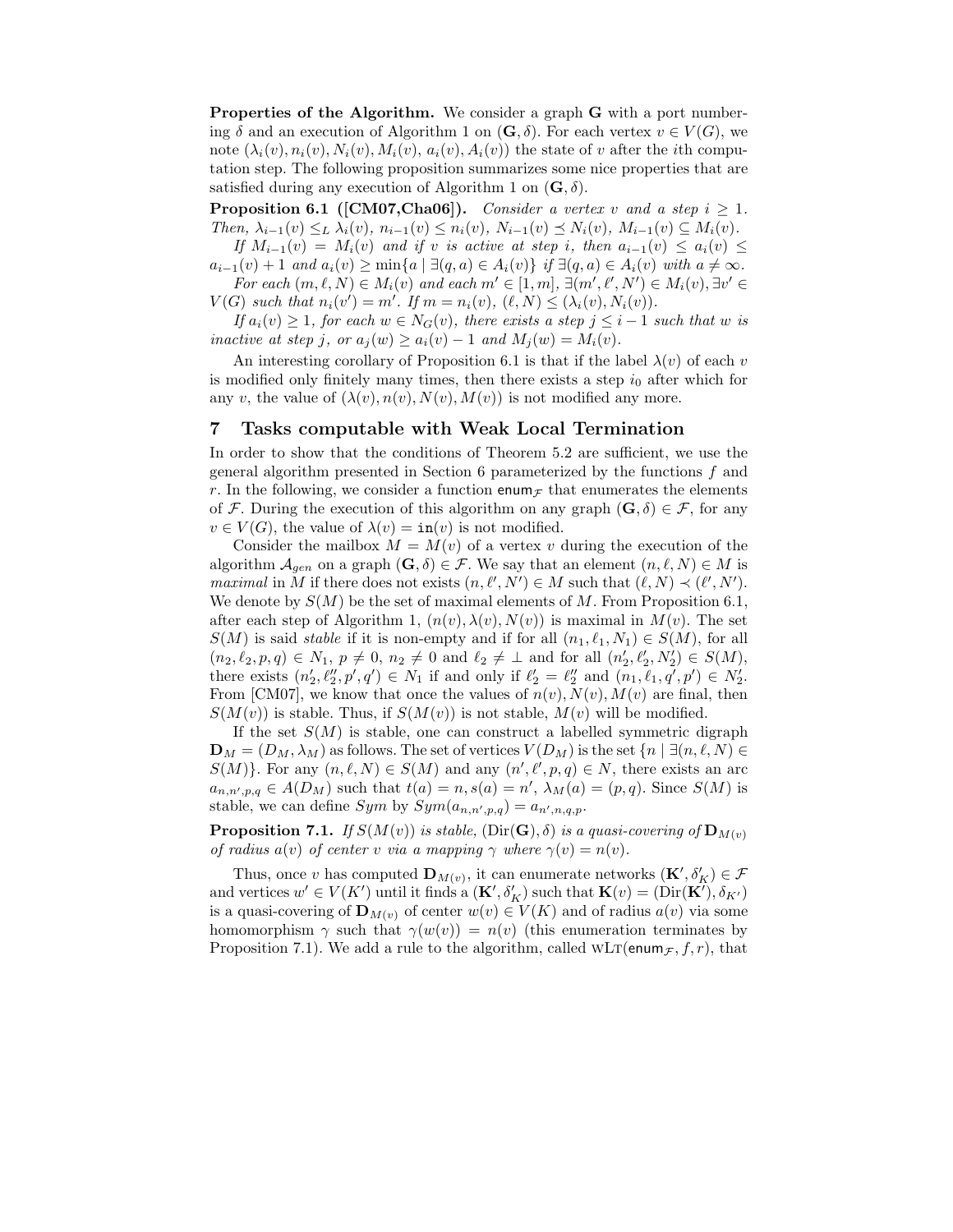**Properties of the Algorithm.** We consider a graph $\mathbf{G}$ with a port numbering $\delta$ and an execution of Algorithm 1 on $(\mathbf{G}, \delta)$. For each vertex $v \in V(G)$, we note $(\lambda_i(v), n_i(v), N_i(v), M_i(v), a_i(v), A_i(v))$ the state of $v$ after the $i$th computation step. The following proposition summarizes some nice properties that are satisfied during any execution of Algorithm 1 on $(\mathbf{G}, \delta)$.

**Proposition 6.1 ([CM07,Cha06]).** *Consider a vertex $v$ and a step $i \geq 1$. Then, $\lambda_{i-1}(v) \leq_L \lambda_i(v)$, $n_{i-1}(v) \leq n_i(v)$, $N_{i-1}(v) \preceq N_i(v)$, $M_{i-1}(v) \subseteq M_i(v)$.*

*If $M_{i-1}(v) = M_i(v)$ and if $v$ is active at step $i$, then $a_{i-1}(v) \leq a_i(v) \leq a_{i-1}(v) + 1$ and $a_i(v) \geq \min\{a \mid \exists (q, a) \in A_i(v)\}$ if $\exists (q, a) \in A_i(v)$ with $a \neq \infty$.*

*For each $(m, \ell, N) \in M_i(v)$ and each $m' \in [1, m]$, $\exists (m', \ell', N') \in M_i(v), \exists v' \in V(G)$ such that $n_i(v') = m'$. If $m = n_i(v)$, $(\ell, N) \leq (\lambda_i(v), N_i(v))$.*

*If $a_i(v) \geq 1$, for each $w \in N_G(v)$, there exists a step $j \leq i-1$ such that $w$ is inactive at step $j$, or $a_j(w) \geq a_i(v) - 1$ and $M_j(w) = M_i(v)$.*

An interesting corollary of Proposition 6.1 is that if the label $\lambda(v)$ of each $v$ is modified only finitely many times, then there exists a step $i_0$ after which for any $v$, the value of $(\lambda(v), n(v), N(v), M(v))$ is not modified any more.

## 7 Tasks computable with Weak Local Termination

In order to show that the conditions of Theorem 5.2 are sufficient, we use the general algorithm presented in Section 6 parameterized by the functions $f$ and $r$. In the following, we consider a function $\mathsf{enum}_{\mathcal{F}}$ that enumerates the elements of $\mathcal{F}$. During the execution of this algorithm on any graph $(\mathbf{G}, \delta) \in \mathcal{F}$, for any $v \in V(G)$, the value of $\lambda(v) = \mathtt{in}(v)$ is not modified.

Consider the mailbox $M = M(v)$ of a vertex $v$ during the execution of the algorithm $\mathcal{A}_{gen}$ on a graph $(\mathbf{G}, \delta) \in \mathcal{F}$. We say that an element $(n, \ell, N) \in M$ is *maximal* in $M$ if there does not exists $(n, \ell', N') \in M$ such that $(\ell, N) \prec (\ell', N')$. We denote by $S(M)$ be the set of maximal elements of $M$. From Proposition 6.1, after each step of Algorithm 1, $(n(v), \lambda(v), N(v))$ is maximal in $M(v)$. The set $S(M)$ is said *stable* if it is non-empty and if for all $(n_1, \ell_1, N_1) \in S(M)$, for all $(n_2, \ell_2, p, q) \in N_1$, $p \neq 0$, $n_2 \neq 0$ and $\ell_2 \neq \bot$ and for all $(n'_2, \ell'_2, N'_2) \in S(M)$, there exists $(n'_2, \ell''_2, p', q') \in N_1$ if and only if $\ell'_2 = \ell''_2$ and $(n_1, \ell_1, q', p') \in N'_2$. From [CM07], we know that once the values of $n(v), N(v), M(v)$ are final, then $S(M(v))$ is stable. Thus, if $S(M(v))$ is not stable, $M(v)$ will be modified.

If the set $S(M)$ is stable, one can construct a labelled symmetric digraph $\mathbf{D}_M = (D_M, \lambda_M)$ as follows. The set of vertices $V(D_M)$ is the set $\{n \mid \exists (n, \ell, N) \in S(M)\}$. For any $(n, \ell, N) \in S(M)$ and any $(n', \ell', p, q) \in N$, there exists an arc $a_{n,n',p,q} \in A(D_M)$ such that $t(a) = n$, $s(a) = n'$, $\lambda_M(a) = (p, q)$. Since $S(M)$ is stable, we can define $Sym$ by $Sym(a_{n,n',p,q}) = a_{n',n,q,p}$.

**Proposition 7.1.** *If $S(M(v))$ is stable, $(\mathrm{Dir}(\mathbf{G}), \delta)$ is a quasi-covering of $\mathbf{D}_{M(v)}$ of radius $a(v)$ of center $v$ via a mapping $\gamma$ where $\gamma(v) = n(v)$.*

Thus, once $v$ has computed $\mathbf{D}_{M(v)}$, it can enumerate networks $(\mathbf{K}', \delta'_K) \in \mathcal{F}$ and vertices $w' \in V(K')$ until it finds a $(\mathbf{K}', \delta'_K)$ such that $\mathbf{K}(v) = (\mathrm{Dir}(\mathbf{K}'), \delta_{K'})$ is a quasi-covering of $\mathbf{D}_{M(v)}$ of center $w(v) \in V(K)$ and of radius $a(v)$ via some homomorphism $\gamma$ such that $\gamma(w(v)) = n(v)$ (this enumeration terminates by Proposition 7.1). We add a rule to the algorithm, called $\textsc{wLt}(\mathsf{enum}_{\mathcal{F}}, f, r)$, that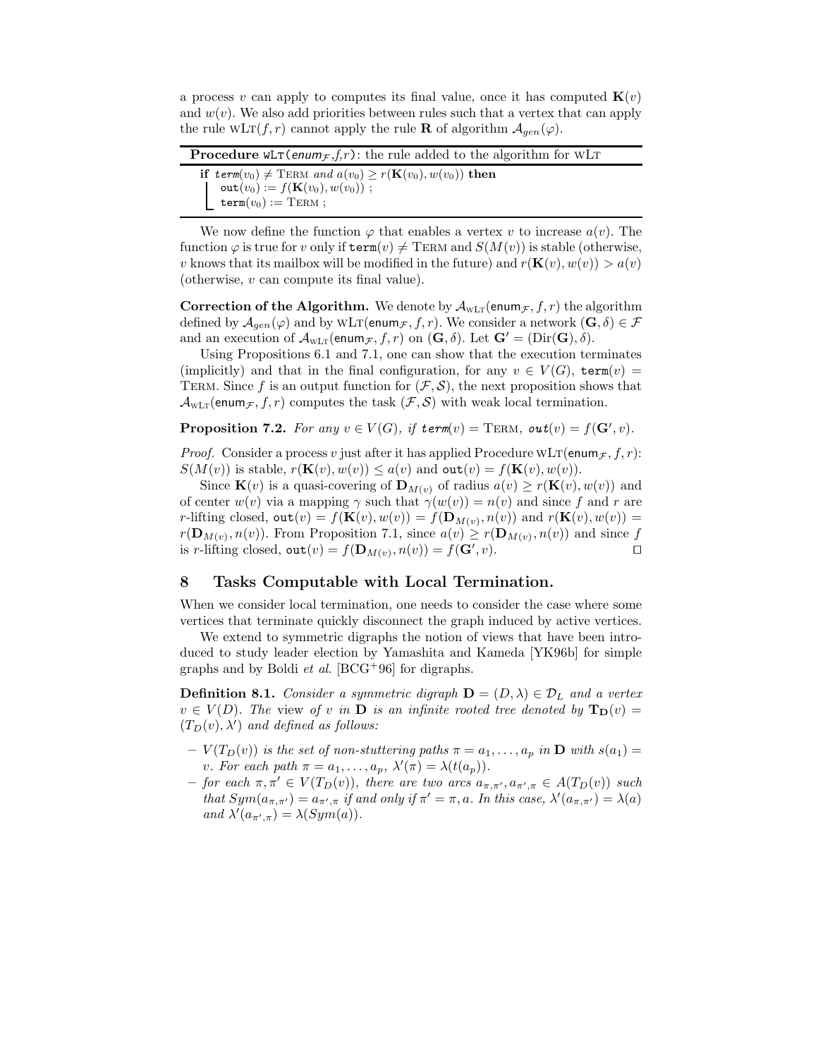a process $v$ can apply to computes its final value, once it has computed $\mathbf{K}(v)$ and $w(v)$. We also add priorities between rules such that a vertex that can apply the rule WLT$(f,r)$ cannot apply the rule $\mathbf{R}$ of algorithm $\mathcal{A}_{gen}(\varphi)$.

**Procedure** WLT($enum_{\mathcal{F}}$,$f$,$r$): the rule added to the algorithm for WLT

```
if term(v_0) ≠ TERM and a(v_0) ≥ r(K(v_0), w(v_0)) then
    out(v_0) := f(K(v_0), w(v_0)) ;
    term(v_0) := TERM ;
```

We now define the function $\varphi$ that enables a vertex $v$ to increase $a(v)$. The function $\varphi$ is true for $v$ only if $\mathtt{term}(v) \neq$ TERM and $S(M(v))$ is stable (otherwise, $v$ knows that its mailbox will be modified in the future) and $r(\mathbf{K}(v), w(v)) > a(v)$ (otherwise, $v$ can compute its final value).

**Correction of the Algorithm.** We denote by $\mathcal{A}_{\text{WLT}}(\mathsf{enum}_{\mathcal{F}}, f, r)$ the algorithm defined by $\mathcal{A}_{gen}(\varphi)$ and by WLT$(\mathsf{enum}_{\mathcal{F}}, f, r)$. We consider a network $(\mathbf{G}, \delta) \in \mathcal{F}$ and an execution of $\mathcal{A}_{\text{WLT}}(\mathsf{enum}_{\mathcal{F}}, f, r)$ on $(\mathbf{G}, \delta)$. Let $\mathbf{G}' = (\text{Dir}(\mathbf{G}), \delta)$.

Using Propositions 6.1 and 7.1, one can show that the execution terminates (implicitly) and that in the final configuration, for any $v \in V(G)$, $\mathtt{term}(v) =$ TERM. Since $f$ is an output function for $(\mathcal{F}, \mathcal{S})$, the next proposition shows that $\mathcal{A}_{\text{WLT}}(\mathsf{enum}_{\mathcal{F}}, f, r)$ computes the task $(\mathcal{F}, \mathcal{S})$ with weak local termination.

**Proposition 7.2.** *For any $v \in V(G)$, if $\mathtt{term}(v) =$ TERM, $\mathtt{out}(v) = f(\mathbf{G}', v)$.*

*Proof.* Consider a process $v$ just after it has applied Procedure WLT$(\mathsf{enum}_{\mathcal{F}}, f, r)$: $S(M(v))$ is stable, $r(\mathbf{K}(v), w(v)) \leq a(v)$ and $\mathtt{out}(v) = f(\mathbf{K}(v), w(v))$.

Since $\mathbf{K}(v)$ is a quasi-covering of $\mathbf{D}_{M(v)}$ of radius $a(v) \geq r(\mathbf{K}(v), w(v))$ and of center $w(v)$ via a mapping $\gamma$ such that $\gamma(w(v)) = n(v)$ and since $f$ and $r$ are $r$-lifting closed, $\mathtt{out}(v) = f(\mathbf{K}(v), w(v)) = f(\mathbf{D}_{M(v)}, n(v))$ and $r(\mathbf{K}(v), w(v)) = r(\mathbf{D}_{M(v)}, n(v))$. From Proposition 7.1, since $a(v) \geq r(\mathbf{D}_{M(v)}, n(v))$ and since $f$ is $r$-lifting closed, $\mathtt{out}(v) = f(\mathbf{D}_{M(v)}, n(v)) = f(\mathbf{G}', v)$. $\square$

## 8 Tasks Computable with Local Termination.

When we consider local termination, one needs to consider the case where some vertices that terminate quickly disconnect the graph induced by active vertices.

We extend to symmetric digraphs the notion of views that have been introduced to study leader election by Yamashita and Kameda [YK96b] for simple graphs and by Boldi *et al.* [BCG+96] for digraphs.

**Definition 8.1.** *Consider a symmetric digraph $\mathbf{D} = (D, \lambda) \in \mathcal{D}_L$ and a vertex $v \in V(D)$. The* view *of $v$ in $\mathbf{D}$ is an infinite rooted tree denoted by $\mathbf{T_D}(v) = (T_D(v), \lambda')$ and defined as follows:*

- *$V(T_D(v))$ is the set of non-stuttering paths $\pi = a_1, \ldots, a_p$ in $\mathbf{D}$ with $s(a_1) = v$. For each path $\pi = a_1, \ldots, a_p$, $\lambda'(\pi) = \lambda(t(a_p))$.*
- *for each $\pi, \pi' \in V(T_D(v))$, there are two arcs $a_{\pi,\pi'}, a_{\pi',\pi} \in A(T_D(v))$ such that $Sym(a_{\pi,\pi'}) = a_{\pi',\pi}$ if and only if $\pi' = \pi, a$. In this case, $\lambda'(a_{\pi,\pi'}) = \lambda(a)$ and $\lambda'(a_{\pi',\pi}) = \lambda(Sym(a))$.*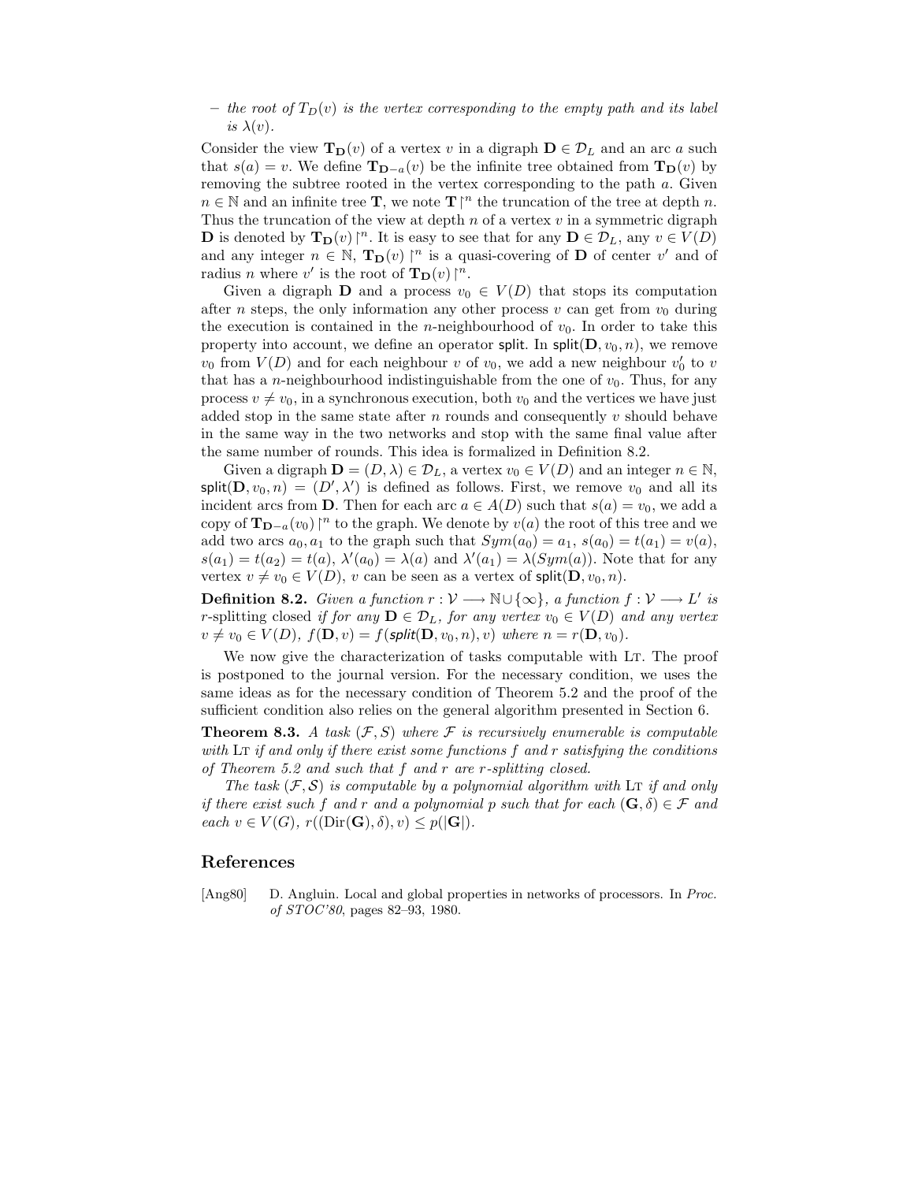– *the root of $T_D(v)$ is the vertex corresponding to the empty path and its label is $\lambda(v)$.*

Consider the view $\mathbf{T_D}(v)$ of a vertex $v$ in a digraph $\mathbf{D} \in \mathcal{D}_L$ and an arc $a$ such that $s(a) = v$. We define $\mathbf{T_{D-a}}(v)$ be the infinite tree obtained from $\mathbf{T_D}(v)$ by removing the subtree rooted in the vertex corresponding to the path $a$. Given $n \in \mathbb{N}$ and an infinite tree $\mathbf{T}$, we note $\mathbf{T}\restriction^n$ the truncation of the tree at depth $n$. Thus the truncation of the view at depth $n$ of a vertex $v$ in a symmetric digraph $\mathbf{D}$ is denoted by $\mathbf{T_D}(v)\restriction^n$. It is easy to see that for any $\mathbf{D} \in \mathcal{D}_L$, any $v \in V(D)$ and any integer $n \in \mathbb{N}$, $\mathbf{T_D}(v)\restriction^n$ is a quasi-covering of $\mathbf{D}$ of center $v'$ and of radius $n$ where $v'$ is the root of $\mathbf{T_D}(v)\restriction^n$.

Given a digraph $\mathbf{D}$ and a process $v_0 \in V(D)$ that stops its computation after $n$ steps, the only information any other process $v$ can get from $v_0$ during the execution is contained in the $n$-neighbourhood of $v_0$. In order to take this property into account, we define an operator split. In $\mathsf{split}(\mathbf{D}, v_0, n)$, we remove $v_0$ from $V(D)$ and for each neighbour $v$ of $v_0$, we add a new neighbour $v_0'$ to $v$ that has a $n$-neighbourhood indistinguishable from the one of $v_0$. Thus, for any process $v \neq v_0$, in a synchronous execution, both $v_0$ and the vertices we have just added stop in the same state after $n$ rounds and consequently $v$ should behave in the same way in the two networks and stop with the same final value after the same number of rounds. This idea is formalized in Definition 8.2.

Given a digraph $\mathbf{D} = (D, \lambda) \in \mathcal{D}_L$, a vertex $v_0 \in V(D)$ and an integer $n \in \mathbb{N}$, $\mathsf{split}(\mathbf{D}, v_0, n) = (D', \lambda')$ is defined as follows. First, we remove $v_0$ and all its incident arcs from $\mathbf{D}$. Then for each arc $a \in A(D)$ such that $s(a) = v_0$, we add a copy of $\mathbf{T_{D-a}}(v_0)\restriction^n$ to the graph. We denote by $v(a)$ the root of this tree and we add two arcs $a_0, a_1$ to the graph such that $Sym(a_0) = a_1$, $s(a_0) = t(a_1) = v(a)$, $s(a_1) = t(a_2) = t(a)$, $\lambda'(a_0) = \lambda(a)$ and $\lambda'(a_1) = \lambda(Sym(a))$. Note that for any vertex $v \neq v_0 \in V(D)$, $v$ can be seen as a vertex of $\mathsf{split}(\mathbf{D}, v_0, n)$.

**Definition 8.2.** *Given a function $r : \mathcal{V} \longrightarrow \mathbb{N} \cup \{\infty\}$, a function $f : \mathcal{V} \longrightarrow L'$ is* $r$-splitting closed *if for any $\mathbf{D} \in \mathcal{D}_L$, for any vertex $v_0 \in V(D)$ and any vertex $v \neq v_0 \in V(D)$, $f(\mathbf{D}, v) = f(\mathsf{split}(\mathbf{D}, v_0, n), v)$ where $n = r(\mathbf{D}, v_0)$.*

We now give the characterization of tasks computable with LT. The proof is postponed to the journal version. For the necessary condition, we uses the same ideas as for the necessary condition of Theorem 5.2 and the proof of the sufficient condition also relies on the general algorithm presented in Section 6.

**Theorem 8.3.** *A task $(\mathcal{F}, S)$ where $\mathcal{F}$ is recursively enumerable is computable with LT if and only if there exist some functions $f$ and $r$ satisfying the conditions of Theorem 5.2 and such that $f$ and $r$ are $r$-splitting closed.*

*The task $(\mathcal{F}, \mathcal{S})$ is computable by a polynomial algorithm with LT if and only if there exist such $f$ and $r$ and a polynomial $p$ such that for each $(\mathbf{G}, \delta) \in \mathcal{F}$ and each $v \in V(G)$, $r((\mathrm{Dir}(\mathbf{G}), \delta), v) \leq p(|\mathbf{G}|)$.*

## References

[Ang80] D. Angluin. Local and global properties in networks of processors. In *Proc. of STOC'80*, pages 82–93, 1980.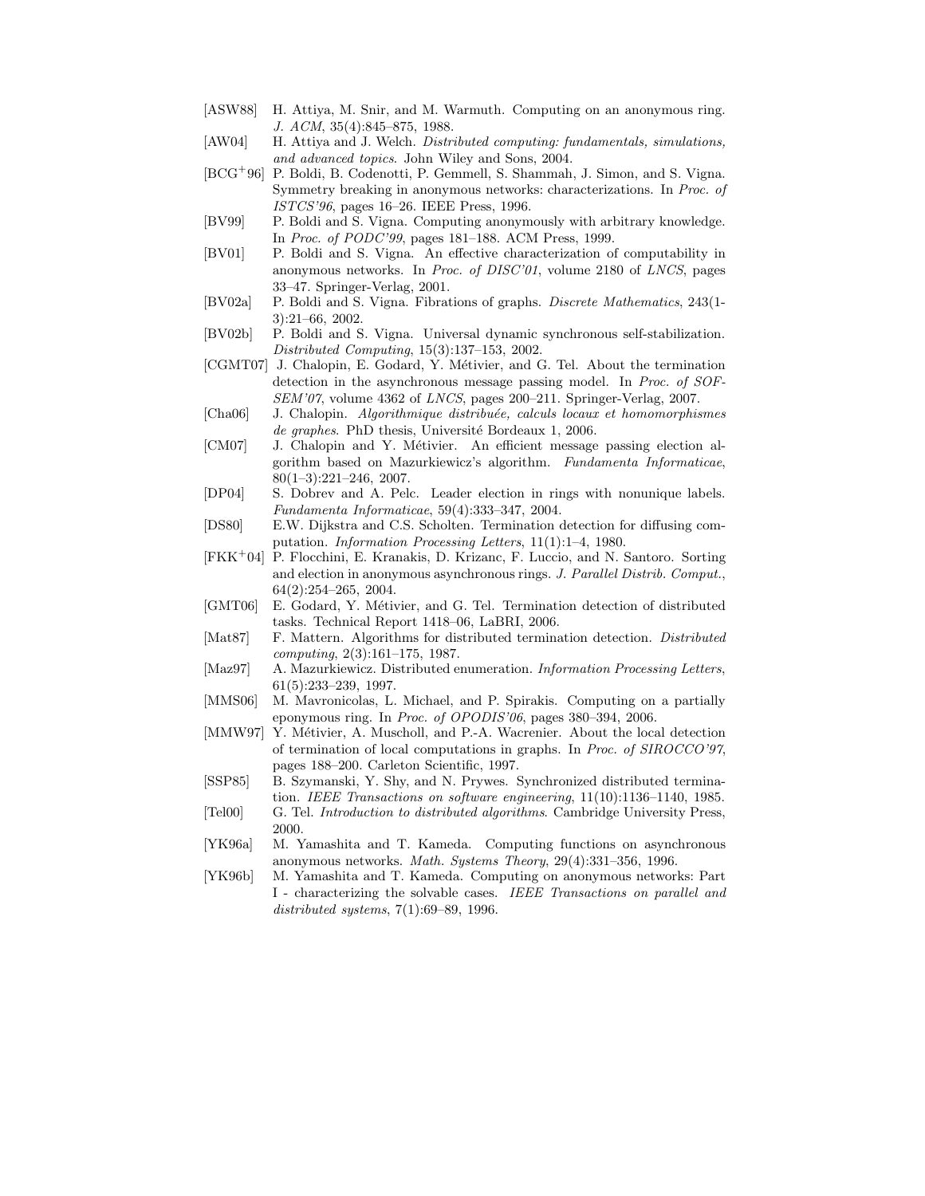[ASW88] H. Attiya, M. Snir, and M. Warmuth. Computing on an anonymous ring. *J. ACM*, 35(4):845–875, 1988.

[AW04] H. Attiya and J. Welch. *Distributed computing: fundamentals, simulations, and advanced topics*. John Wiley and Sons, 2004.

[BCG+96] P. Boldi, B. Codenotti, P. Gemmell, S. Shammah, J. Simon, and S. Vigna. Symmetry breaking in anonymous networks: characterizations. In *Proc. of ISTCS'96*, pages 16–26. IEEE Press, 1996.

[BV99] P. Boldi and S. Vigna. Computing anonymously with arbitrary knowledge. In *Proc. of PODC'99*, pages 181–188. ACM Press, 1999.

[BV01] P. Boldi and S. Vigna. An effective characterization of computability in anonymous networks. In *Proc. of DISC'01*, volume 2180 of *LNCS*, pages 33–47. Springer-Verlag, 2001.

[BV02a] P. Boldi and S. Vigna. Fibrations of graphs. *Discrete Mathematics*, 243(1-3):21–66, 2002.

[BV02b] P. Boldi and S. Vigna. Universal dynamic synchronous self-stabilization. *Distributed Computing*, 15(3):137–153, 2002.

[CGMT07] J. Chalopin, E. Godard, Y. Métivier, and G. Tel. About the termination detection in the asynchronous message passing model. In *Proc. of SOFSEM'07*, volume 4362 of *LNCS*, pages 200–211. Springer-Verlag, 2007.

[Cha06] J. Chalopin. *Algorithmique distribuée, calculs locaux et homomorphismes de graphes*. PhD thesis, Université Bordeaux 1, 2006.

[CM07] J. Chalopin and Y. Métivier. An efficient message passing election algorithm based on Mazurkiewicz's algorithm. *Fundamenta Informaticae*, 80(1–3):221–246, 2007.

[DP04] S. Dobrev and A. Pelc. Leader election in rings with nonunique labels. *Fundamenta Informaticae*, 59(4):333–347, 2004.

[DS80] E.W. Dijkstra and C.S. Scholten. Termination detection for diffusing computation. *Information Processing Letters*, 11(1):1–4, 1980.

[FKK+04] P. Flocchini, E. Kranakis, D. Krizanc, F. Luccio, and N. Santoro. Sorting and election in anonymous asynchronous rings. *J. Parallel Distrib. Comput.*, 64(2):254–265, 2004.

[GMT06] E. Godard, Y. Métivier, and G. Tel. Termination detection of distributed tasks. Technical Report 1418–06, LaBRI, 2006.

[Mat87] F. Mattern. Algorithms for distributed termination detection. *Distributed computing*, 2(3):161–175, 1987.

[Maz97] A. Mazurkiewicz. Distributed enumeration. *Information Processing Letters*, 61(5):233–239, 1997.

[MMS06] M. Mavronicolas, L. Michael, and P. Spirakis. Computing on a partially eponymous ring. In *Proc. of OPODIS'06*, pages 380–394, 2006.

[MMW97] Y. Métivier, A. Muscholl, and P.-A. Wacrenier. About the local detection of termination of local computations in graphs. In *Proc. of SIROCCO'97*, pages 188–200. Carleton Scientific, 1997.

[SSP85] B. Szymanski, Y. Shy, and N. Prywes. Synchronized distributed termination. *IEEE Transactions on software engineering*, 11(10):1136–1140, 1985.

[Tel00] G. Tel. *Introduction to distributed algorithms*. Cambridge University Press, 2000.

[YK96a] M. Yamashita and T. Kameda. Computing functions on asynchronous anonymous networks. *Math. Systems Theory*, 29(4):331–356, 1996.

[YK96b] M. Yamashita and T. Kameda. Computing on anonymous networks: Part I - characterizing the solvable cases. *IEEE Transactions on parallel and distributed systems*, 7(1):69–89, 1996.